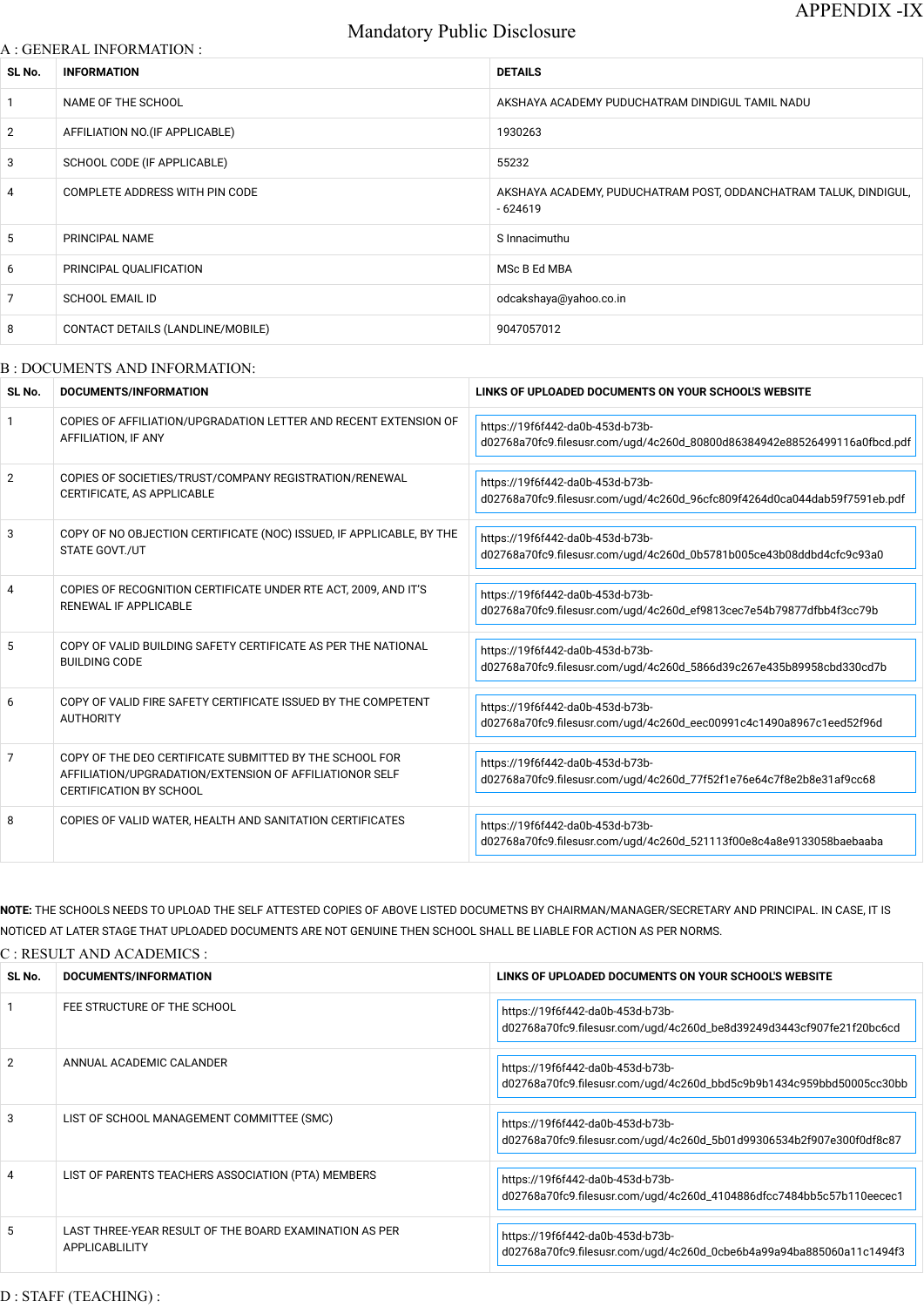APPENDIX -IX

# Mandatory Public Disclosure

## A : GENERAL INFORMATION :

| SL No. | INFORMATION | DETAILS |
|---|---|---|
| 1 | NAME OF THE SCHOOL | AKSHAYA ACADEMY PUDUCHATRAM DINDIGUL TAMIL NADU |
| 2 | AFFILIATION NO.(IF APPLICABLE) | 1930263 |
| 3 | SCHOOL CODE (IF APPLICABLE) | 55232 |
| 4 | COMPLETE ADDRESS WITH PIN CODE | AKSHAYA ACADEMY, PUDUCHATRAM POST, ODDANCHATRAM TALUK, DINDIGUL, - 624619 |
| 5 | PRINCIPAL NAME | S Innacimuthu |
| 6 | PRINCIPAL QUALIFICATION | MSc B Ed MBA |
| 7 | SCHOOL EMAIL ID | odcakshaya@yahoo.co.in |
| 8 | CONTACT DETAILS (LANDLINE/MOBILE) | 9047057012 |

## B : DOCUMENTS AND INFORMATION:

| SL No. | DOCUMENTS/INFORMATION | LINKS OF UPLOADED DOCUMENTS ON YOUR SCHOOL'S WEBSITE |
|---|---|---|
| 1 | COPIES OF AFFILIATION/UPGRADATION LETTER AND RECENT EXTENSION OF AFFILIATION, IF ANY | https://19f6f442-da0b-453d-b73b-d02768a70fc9.filesusr.com/ugd/4c260d_80800d86384942e88526499116a0fbcd.pdf |
| 2 | COPIES OF SOCIETIES/TRUST/COMPANY REGISTRATION/RENEWAL CERTIFICATE, AS APPLICABLE | https://19f6f442-da0b-453d-b73b-d02768a70fc9.filesusr.com/ugd/4c260d_96cfc809f4264d0ca044dab59f7591eb.pdf |
| 3 | COPY OF NO OBJECTION CERTIFICATE (NOC) ISSUED, IF APPLICABLE, BY THE STATE GOVT./UT | https://19f6f442-da0b-453d-b73b-d02768a70fc9.filesusr.com/ugd/4c260d_0b5781b005ce43b08ddbd4cfc9c93a0 |
| 4 | COPIES OF RECOGNITION CERTIFICATE UNDER RTE ACT, 2009, AND IT'S RENEWAL IF APPLICABLE | https://19f6f442-da0b-453d-b73b-d02768a70fc9.filesusr.com/ugd/4c260d_ef9813cec7e54b79877dfbb4f3cc79b |
| 5 | COPY OF VALID BUILDING SAFETY CERTIFICATE AS PER THE NATIONAL BUILDING CODE | https://19f6f442-da0b-453d-b73b-d02768a70fc9.filesusr.com/ugd/4c260d_5866d39c267e435b89958cbd330cd7b |
| 6 | COPY OF VALID FIRE SAFETY CERTIFICATE ISSUED BY THE COMPETENT AUTHORITY | https://19f6f442-da0b-453d-b73b-d02768a70fc9.filesusr.com/ugd/4c260d_eec00991c4c1490a8967c1eed52f96d |
| 7 | COPY OF THE DEO CERTIFICATE SUBMITTED BY THE SCHOOL FOR AFFILIATION/UPGRADATION/EXTENSION OF AFFILIATIONOR SELF CERTIFICATION BY SCHOOL | https://19f6f442-da0b-453d-b73b-d02768a70fc9.filesusr.com/ugd/4c260d_77f52f1e76e64c7f8e2b8e31af9cc68 |
| 8 | COPIES OF VALID WATER, HEALTH AND SANITATION CERTIFICATES | https://19f6f442-da0b-453d-b73b-d02768a70fc9.filesusr.com/ugd/4c260d_521113f00e8c4a8e9133058baebaaba |

**NOTE:** THE SCHOOLS NEEDS TO UPLOAD THE SELF ATTESTED COPIES OF ABOVE LISTED DOCUMETNS BY CHAIRMAN/MANAGER/SECRETARY AND PRINCIPAL. IN CASE, IT IS NOTICED AT LATER STAGE THAT UPLOADED DOCUMENTS ARE NOT GENUINE THEN SCHOOL SHALL BE LIABLE FOR ACTION AS PER NORMS.

## C : RESULT AND ACADEMICS :

| SL No. | DOCUMENTS/INFORMATION | LINKS OF UPLOADED DOCUMENTS ON YOUR SCHOOL'S WEBSITE |
|---|---|---|
| 1 | FEE STRUCTURE OF THE SCHOOL | https://19f6f442-da0b-453d-b73b-d02768a70fc9.filesusr.com/ugd/4c260d_be8d39249d3443cf907fe21f20bc6cd |
| 2 | ANNUAL ACADEMIC CALANDER | https://19f6f442-da0b-453d-b73b-d02768a70fc9.filesusr.com/ugd/4c260d_bbd5c9b9b1434c959bbd50005cc30bb |
| 3 | LIST OF SCHOOL MANAGEMENT COMMITTEE (SMC) | https://19f6f442-da0b-453d-b73b-d02768a70fc9.filesusr.com/ugd/4c260d_5b01d99306534b2f907e300f0df8c87 |
| 4 | LIST OF PARENTS TEACHERS ASSOCIATION (PTA) MEMBERS | https://19f6f442-da0b-453d-b73b-d02768a70fc9.filesusr.com/ugd/4c260d_4104886dfcc7484bb5c57b110eecec1 |
| 5 | LAST THREE-YEAR RESULT OF THE BOARD EXAMINATION AS PER APPLICABLILITY | https://19f6f442-da0b-453d-b73b-d02768a70fc9.filesusr.com/ugd/4c260d_0cbe6b4a99a94ba885060a11c1494f3 |

## D : STAFF (TEACHING) :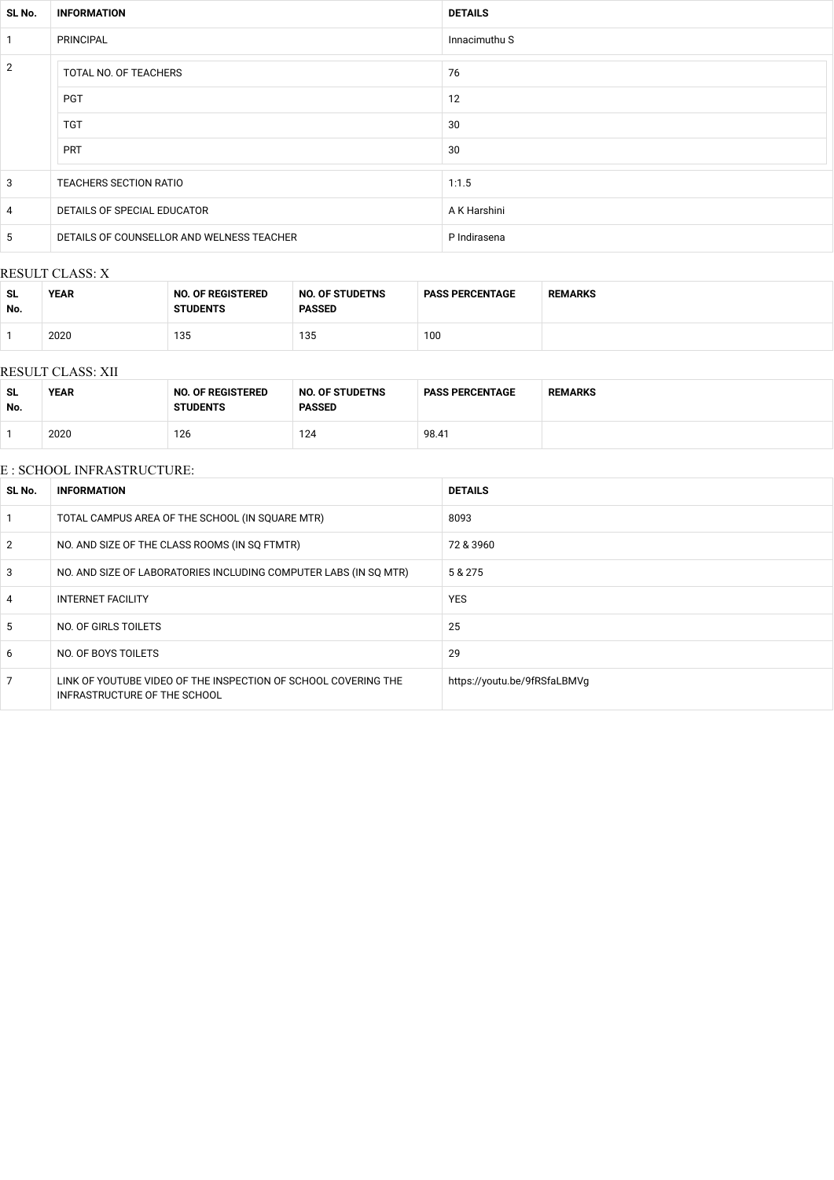| SL No. | INFORMATION | DETAILS |
|---|---|---|
| 1 | PRINCIPAL | Innacimuthu S |
| 2 | TOTAL NO. OF TEACHERS | 76 |
| | PGT | 12 |
| | TGT | 30 |
| | PRT | 30 |
| 3 | TEACHERS SECTION RATIO | 1:1.5 |
| 4 | DETAILS OF SPECIAL EDUCATOR | A K Harshini |
| 5 | DETAILS OF COUNSELLOR AND WELNESS TEACHER | P Indirasena |

RESULT CLASS: X

| SL No. | YEAR | NO. OF REGISTERED STUDENTS | NO. OF STUDETNS PASSED | PASS PERCENTAGE | REMARKS |
|---|---|---|---|---|---|
| 1 | 2020 | 135 | 135 | 100 | |

RESULT CLASS: XII

| SL No. | YEAR | NO. OF REGISTERED STUDENTS | NO. OF STUDETNS PASSED | PASS PERCENTAGE | REMARKS |
|---|---|---|---|---|---|
| 1 | 2020 | 126 | 124 | 98.41 | |

E : SCHOOL INFRASTRUCTURE:

| SL No. | INFORMATION | DETAILS |
|---|---|---|
| 1 | TOTAL CAMPUS AREA OF THE SCHOOL (IN SQUARE MTR) | 8093 |
| 2 | NO. AND SIZE OF THE CLASS ROOMS (IN SQ FTMTR) | 72 & 3960 |
| 3 | NO. AND SIZE OF LABORATORIES INCLUDING COMPUTER LABS (IN SQ MTR) | 5 & 275 |
| 4 | INTERNET FACILITY | YES |
| 5 | NO. OF GIRLS TOILETS | 25 |
| 6 | NO. OF BOYS TOILETS | 29 |
| 7 | LINK OF YOUTUBE VIDEO OF THE INSPECTION OF SCHOOL COVERING THE INFRASTRUCTURE OF THE SCHOOL | https://youtu.be/9fRSfaLBMVg |